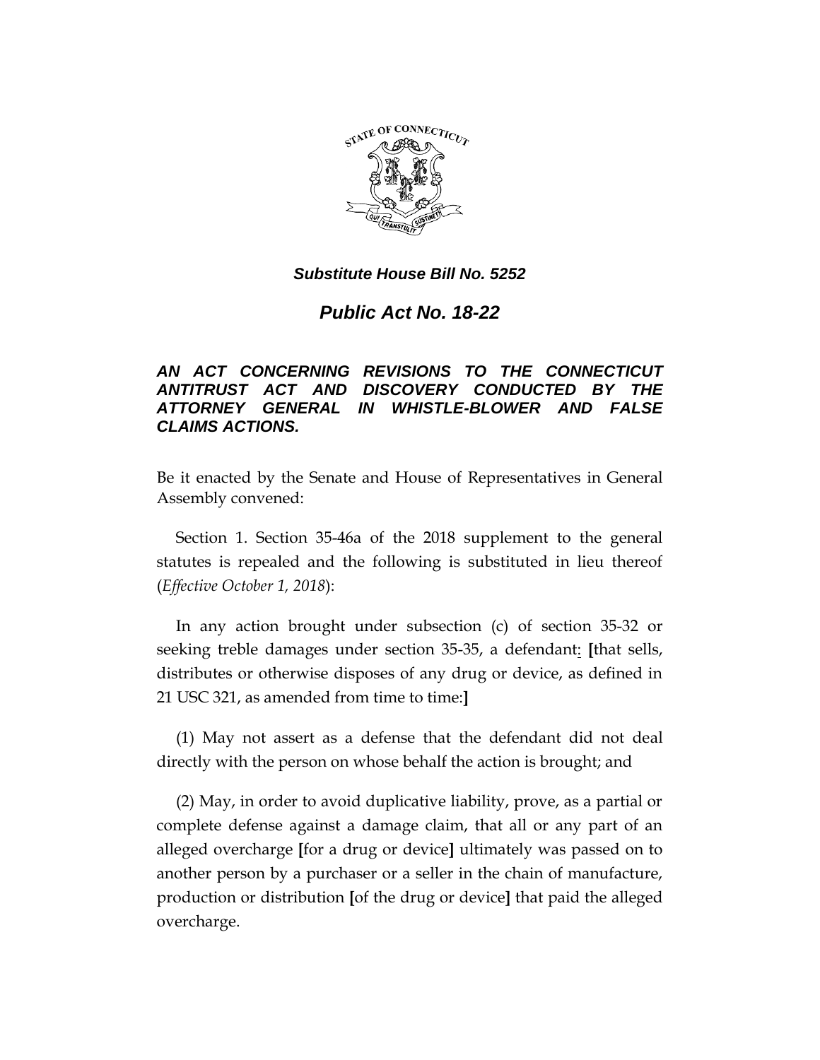***Substitute House Bill No. 5252***

# *Public Act No. 18-22*

***AN ACT CONCERNING REVISIONS TO THE CONNECTICUT ANTITRUST ACT AND DISCOVERY CONDUCTED BY THE ATTORNEY GENERAL IN WHISTLE-BLOWER AND FALSE CLAIMS ACTIONS.***

Be it enacted by the Senate and House of Representatives in General Assembly convened:

Section 1. Section 35-46a of the 2018 supplement to the general statutes is repealed and the following is substituted in lieu thereof (*Effective October 1, 2018*):

In any action brought under subsection (c) of section 35-32 or seeking treble damages under section 35-35, a defendant: **[**that sells, distributes or otherwise disposes of any drug or device, as defined in 21 USC 321, as amended from time to time:**]**

(1) May not assert as a defense that the defendant did not deal directly with the person on whose behalf the action is brought; and

(2) May, in order to avoid duplicative liability, prove, as a partial or complete defense against a damage claim, that all or any part of an alleged overcharge **[**for a drug or device**]** ultimately was passed on to another person by a purchaser or a seller in the chain of manufacture, production or distribution **[**of the drug or device**]** that paid the alleged overcharge.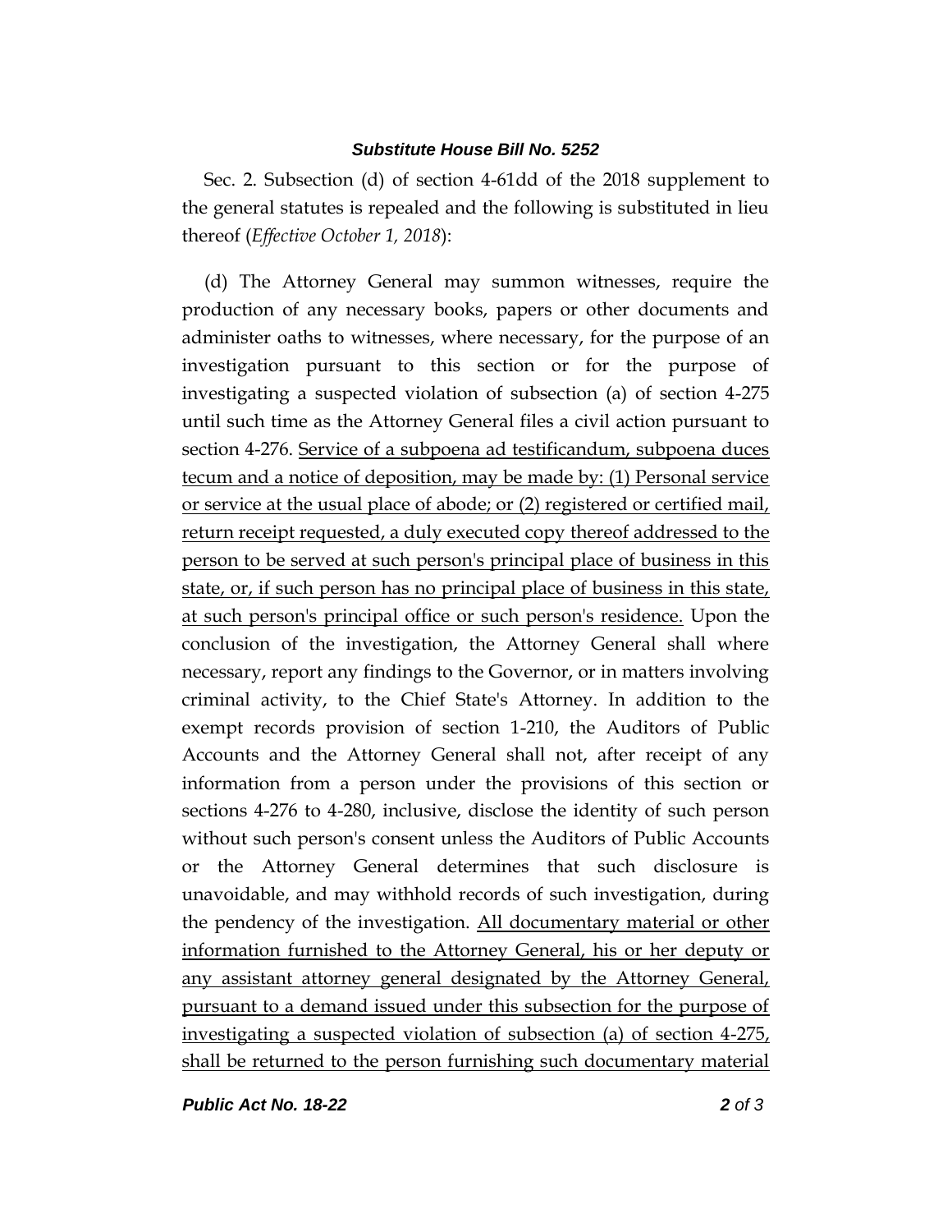Sec. 2. Subsection (d) of section 4-61dd of the 2018 supplement to the general statutes is repealed and the following is substituted in lieu thereof (*Effective October 1, 2018*):

(d) The Attorney General may summon witnesses, require the production of any necessary books, papers or other documents and administer oaths to witnesses, where necessary, for the purpose of an investigation pursuant to this section or for the purpose of investigating a suspected violation of subsection (a) of section 4-275 until such time as the Attorney General files a civil action pursuant to section 4-276. <u>Service of a subpoena ad testificandum, subpoena duces tecum and a notice of deposition, may be made by: (1) Personal service or service at the usual place of abode; or (2) registered or certified mail, return receipt requested, a duly executed copy thereof addressed to the person to be served at such person's principal place of business in this state, or, if such person has no principal place of business in this state, at such person's principal office or such person's residence.</u> Upon the conclusion of the investigation, the Attorney General shall where necessary, report any findings to the Governor, or in matters involving criminal activity, to the Chief State's Attorney. In addition to the exempt records provision of section 1-210, the Auditors of Public Accounts and the Attorney General shall not, after receipt of any information from a person under the provisions of this section or sections 4-276 to 4-280, inclusive, disclose the identity of such person without such person's consent unless the Auditors of Public Accounts or the Attorney General determines that such disclosure is unavoidable, and may withhold records of such investigation, during the pendency of the investigation. <u>All documentary material or other information furnished to the Attorney General, his or her deputy or any assistant attorney general designated by the Attorney General, pursuant to a demand issued under this subsection for the purpose of investigating a suspected violation of subsection (a) of section 4-275, shall be returned to the person furnishing such documentary material</u>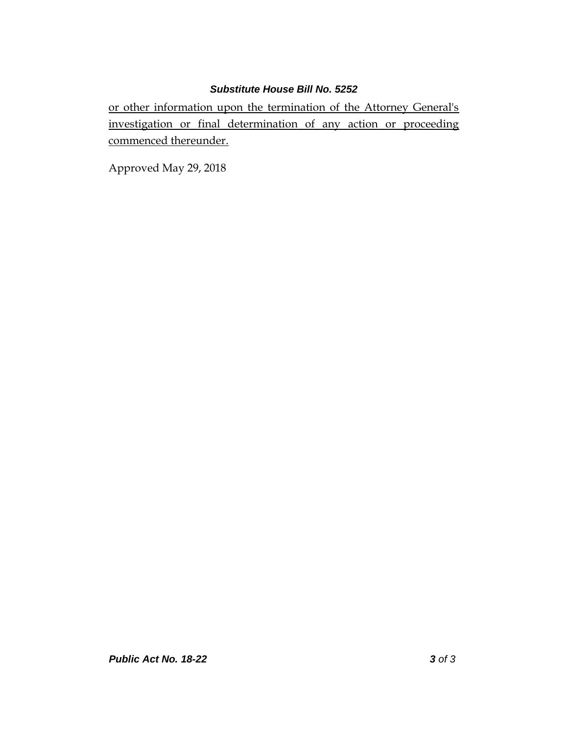or other information upon the termination of the Attorney General's investigation or final determination of any action or proceeding commenced thereunder.

Approved May 29, 2018